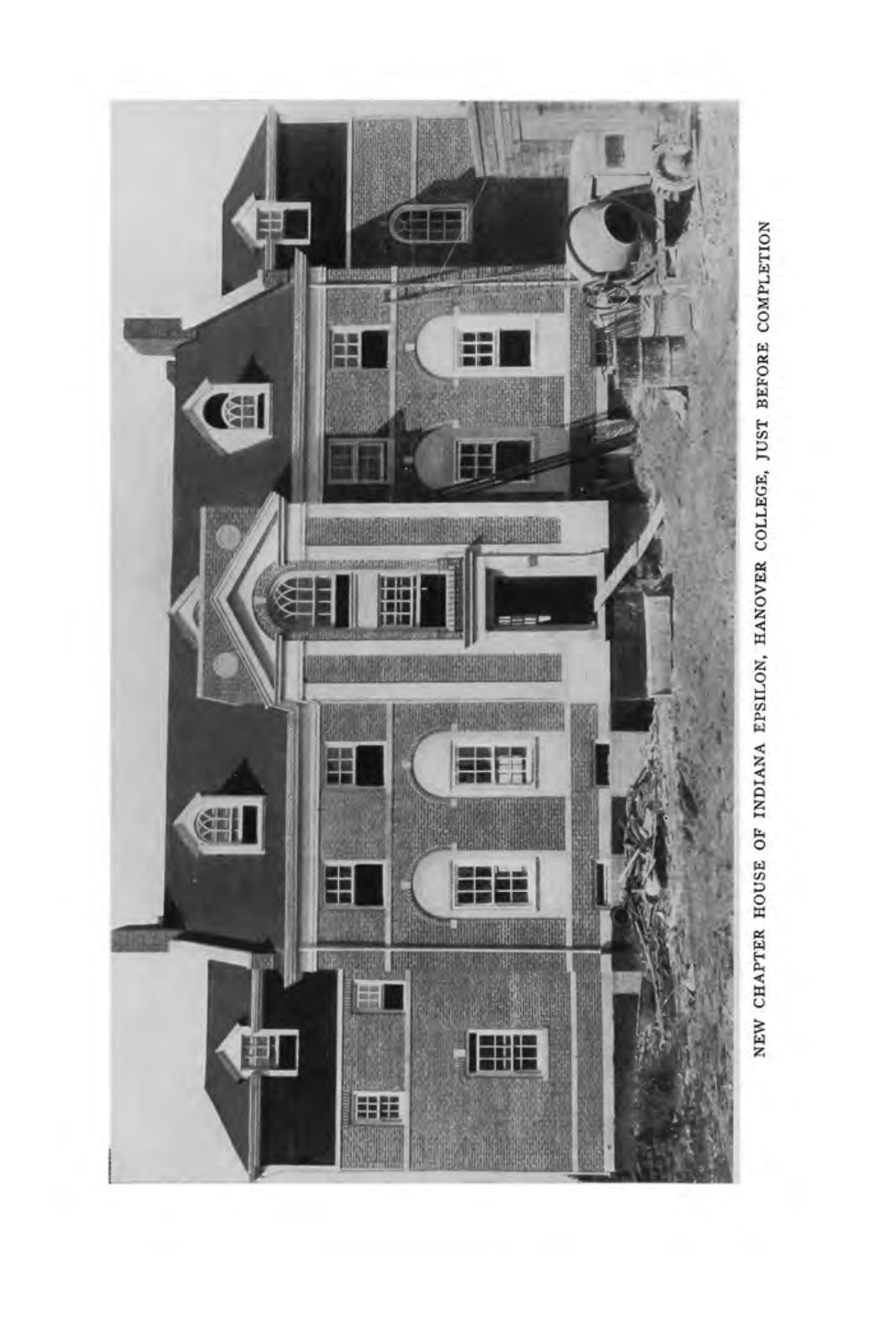NEW CHAPTER HOUSE OF INDIANA EPSILON, HANOVER COLLEGE, JUST BEFORE COMPLETION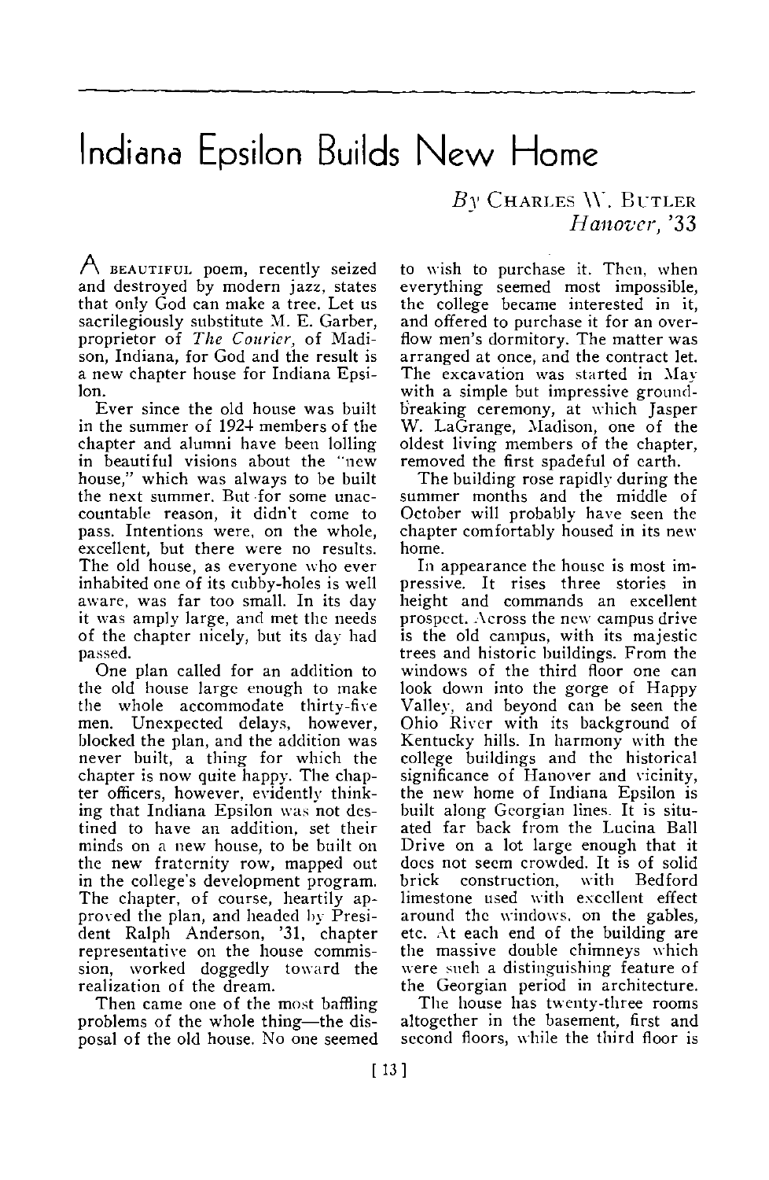# Indiana Epsilon Builds New Home

*By* Charles W. Butler
*Hanover, '33*

A beautiful poem, recently seized and destroyed by modern jazz, states that only God can make a tree. Let us sacrilegiously substitute M. E. Garber, proprietor of *The Courier*, of Madison, Indiana, for God and the result is a new chapter house for Indiana Epsilon.

Ever since the old house was built in the summer of 1924 members of the chapter and alumni have been lolling in beautiful visions about the "new house," which was always to be built the next summer. But for some unaccountable reason, it didn't come to pass. Intentions were, on the whole, excellent, but there were no results. The old house, as everyone who ever inhabited one of its cubby-holes is well aware, was far too small. In its day it was amply large, and met the needs of the chapter nicely, but its day had passed.

One plan called for an addition to the old house large enough to make the whole accommodate thirty-five men. Unexpected delays, however, blocked the plan, and the addition was never built, a thing for which the chapter is now quite happy. The chapter officers, however, evidently thinking that Indiana Epsilon was not destined to have an addition, set their minds on a new house, to be built on the new fraternity row, mapped out in the college's development program. The chapter, of course, heartily approved the plan, and headed by President Ralph Anderson, '31, chapter representative on the house commission, worked doggedly toward the realization of the dream.

Then came one of the most baffling problems of the whole thing—the disposal of the old house. No one seemed to wish to purchase it. Then, when everything seemed most impossible, the college became interested in it, and offered to purchase it for an overflow men's dormitory. The matter was arranged at once, and the contract let. The excavation was started in May with a simple but impressive ground-breaking ceremony, at which Jasper W. LaGrange, Madison, one of the oldest living members of the chapter, removed the first spadeful of earth.

The building rose rapidly during the summer months and the middle of October will probably have seen the chapter comfortably housed in its new home.

In appearance the house is most impressive. It rises three stories in height and commands an excellent prospect. Across the new campus drive is the old campus, with its majestic trees and historic buildings. From the windows of the third floor one can look down into the gorge of Happy Valley, and beyond can be seen the Ohio River with its background of Kentucky hills. In harmony with the college buildings and the historical significance of Hanover and vicinity, the new home of Indiana Epsilon is built along Georgian lines. It is situated far back from the Lucina Ball Drive on a lot large enough that it does not seem crowded. It is of solid brick construction, with Bedford limestone used with excellent effect around the windows, on the gables, etc. At each end of the building are the massive double chimneys which were such a distinguishing feature of the Georgian period in architecture.

The house has twenty-three rooms altogether in the basement, first and second floors, while the third floor is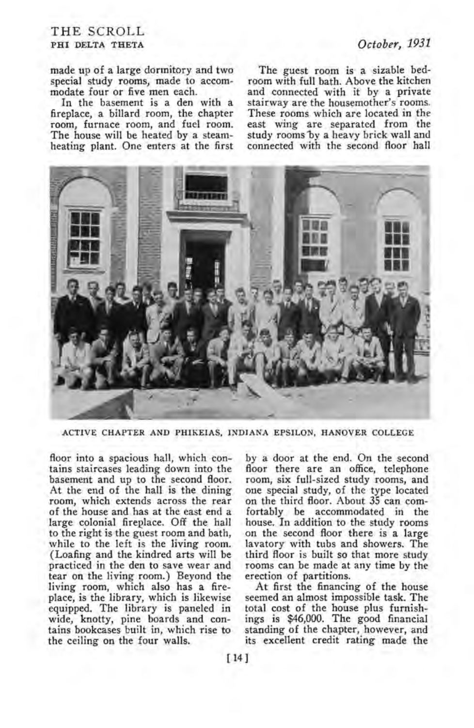made up of a large dormitory and two special study rooms, made to accommodate four or five men each.

In the basement is a den with a fireplace, a billard room, the chapter room, furnace room, and fuel room. The house will be heated by a steam-heating plant. One enters at the first floor into a spacious hall, which contains staircases leading down into the basement and up to the second floor. At the end of the hall is the dining room, which extends across the rear of the house and has at the east end a large colonial fireplace. Off the hall to the right is the guest room and bath, while to the left is the living room. (Loafing and the kindred arts will be practiced in the den to save wear and tear on the living room.) Beyond the living room, which also has a fireplace, is the library, which is likewise equipped. The library is paneled in wide, knotty, pine boards and contains bookcases built in, which rise to the ceiling on the four walls.

The guest room is a sizable bedroom with full bath. Above the kitchen and connected with it by a private stairway are the housemother's rooms. These rooms which are located in the east wing are separated from the study rooms by a heavy brick wall and connected with the second floor hall by a door at the end. On the second floor there are an office, telephone room, six full-sized study rooms, and one special study, of the type located on the third floor. About 35 can comfortably be accommodated in the house. In addition to the study rooms on the second floor there is a large lavatory with tubs and showers. The third floor is built so that more study rooms can be made at any time by the erection of partitions.

ACTIVE CHAPTER AND PHIKEIAS, INDIANA EPSILON, HANOVER COLLEGE

At first the financing of the house seemed an almost impossible task. The total cost of the house plus furnishings is $46,000. The good financial standing of the chapter, however, and its excellent credit rating made the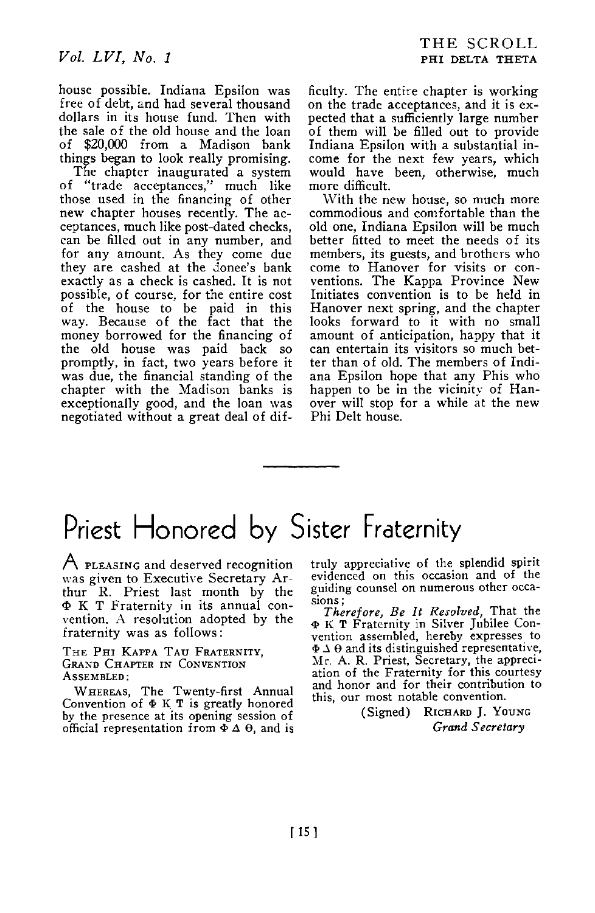house possible. Indiana Epsilon was free of debt, and had several thousand dollars in its house fund. Then with the sale of the old house and the loan of $20,000 from a Madison bank things began to look really promising.

The chapter inaugurated a system of "trade acceptances," much like those used in the financing of other new chapter houses recently. The acceptances, much like post-dated checks, can be filled out in any number, and for any amount. As they come due they are cashed at the donee's bank exactly as a check is cashed. It is not possible, of course, for the entire cost of the house to be paid in this way. Because of the fact that the money borrowed for the financing of the old house was paid back so promptly, in fact, two years before it was due, the financial standing of the chapter with the Madison banks is exceptionally good, and the loan was negotiated without a great deal of difficulty. The entire chapter is working on the trade acceptances, and it is expected that a sufficiently large number of them will be filled out to provide Indiana Epsilon with a substantial income for the next few years, which would have been, otherwise, much more difficult.

With the new house, so much more commodious and comfortable than the old one, Indiana Epsilon will be much better fitted to meet the needs of its members, its guests, and brothers who come to Hanover for visits or conventions. The Kappa Province New Initiates convention is to be held in Hanover next spring, and the chapter looks forward to it with no small amount of anticipation, happy that it can entertain its visitors so much better than of old. The members of Indiana Epsilon hope that any Phis who happen to be in the vicinity of Hanover will stop for a while at the new Phi Delt house.

---

# Priest Honored by Sister Fraternity

A PLEASING and deserved recognition was given to Executive Secretary Arthur R. Priest last month by the Φ K T Fraternity in its annual convention. A resolution adopted by the fraternity was as follows:

THE PHI KAPPA TAU FRATERNITY,
GRAND CHAPTER IN CONVENTION ASSEMBLED:

WHEREAS, The Twenty-first Annual Convention of Φ K T is greatly honored by the presence at its opening session of official representation from Φ Δ Θ, and is truly appreciative of the splendid spirit evidenced on this occasion and of the guiding counsel on numerous other occasions;

*Therefore, Be It Resolved,* That the Φ K T Fraternity in Silver Jubilee Convention assembled, hereby expresses to Φ Δ Θ and its distinguished representative, Mr. A. R. Priest, Secretary, the appreciation of the Fraternity for this courtesy and honor and for their contribution to this, our most notable convention.

(Signed) RICHARD J. YOUNG
*Grand Secretary*